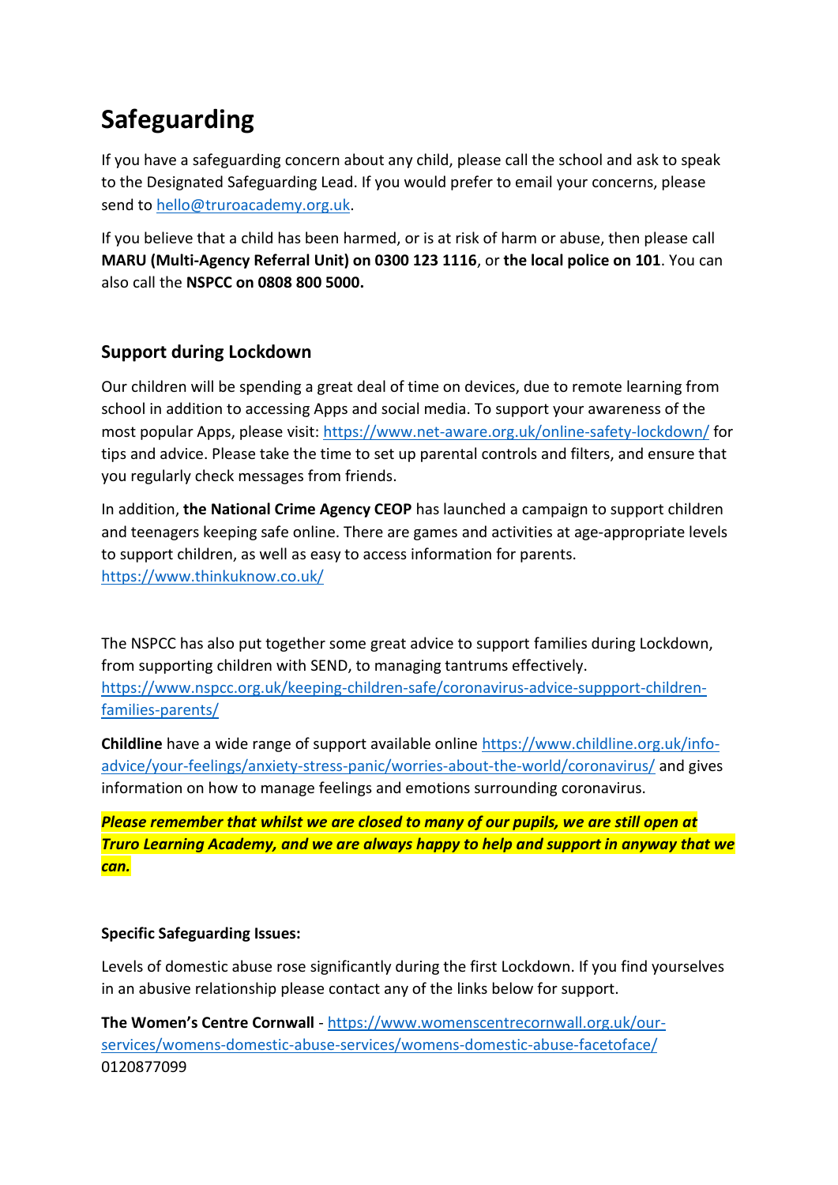# Safeguarding

If you have a safeguarding concern about any child, please call the school and ask to speak to the Designated Safeguarding Lead. If you would prefer to email your concerns, please send to hello@truroacademy.org.uk.

If you believe that a child has been harmed, or is at risk of harm or abuse, then please call **MARU (Multi-Agency Referral Unit) on 0300 123 1116**, or **the local police on 101**. You can also call the **NSPCC on 0808 800 5000.**

## Support during Lockdown

Our children will be spending a great deal of time on devices, due to remote learning from school in addition to accessing Apps and social media. To support your awareness of the most popular Apps, please visit: https://www.net-aware.org.uk/online-safety-lockdown/ for tips and advice. Please take the time to set up parental controls and filters, and ensure that you regularly check messages from friends.

In addition, **the National Crime Agency CEOP** has launched a campaign to support children and teenagers keeping safe online. There are games and activities at age-appropriate levels to support children, as well as easy to access information for parents. https://www.thinkuknow.co.uk/

The NSPCC has also put together some great advice to support families during Lockdown, from supporting children with SEND, to managing tantrums effectively. https://www.nspcc.org.uk/keeping-children-safe/coronavirus-advice-suppport-children-families-parents/

**Childline** have a wide range of support available online https://www.childline.org.uk/info-advice/your-feelings/anxiety-stress-panic/worries-about-the-world/coronavirus/ and gives information on how to manage feelings and emotions surrounding coronavirus.

***Please remember that whilst we are closed to many of our pupils, we are still open at Truro Learning Academy, and we are always happy to help and support in anyway that we can.***

**Specific Safeguarding Issues:**

Levels of domestic abuse rose significantly during the first Lockdown. If you find yourselves in an abusive relationship please contact any of the links below for support.

**The Women's Centre Cornwall** - https://www.womenscentrecornwall.org.uk/our-services/womens-domestic-abuse-services/womens-domestic-abuse-facetoface/ 0120877099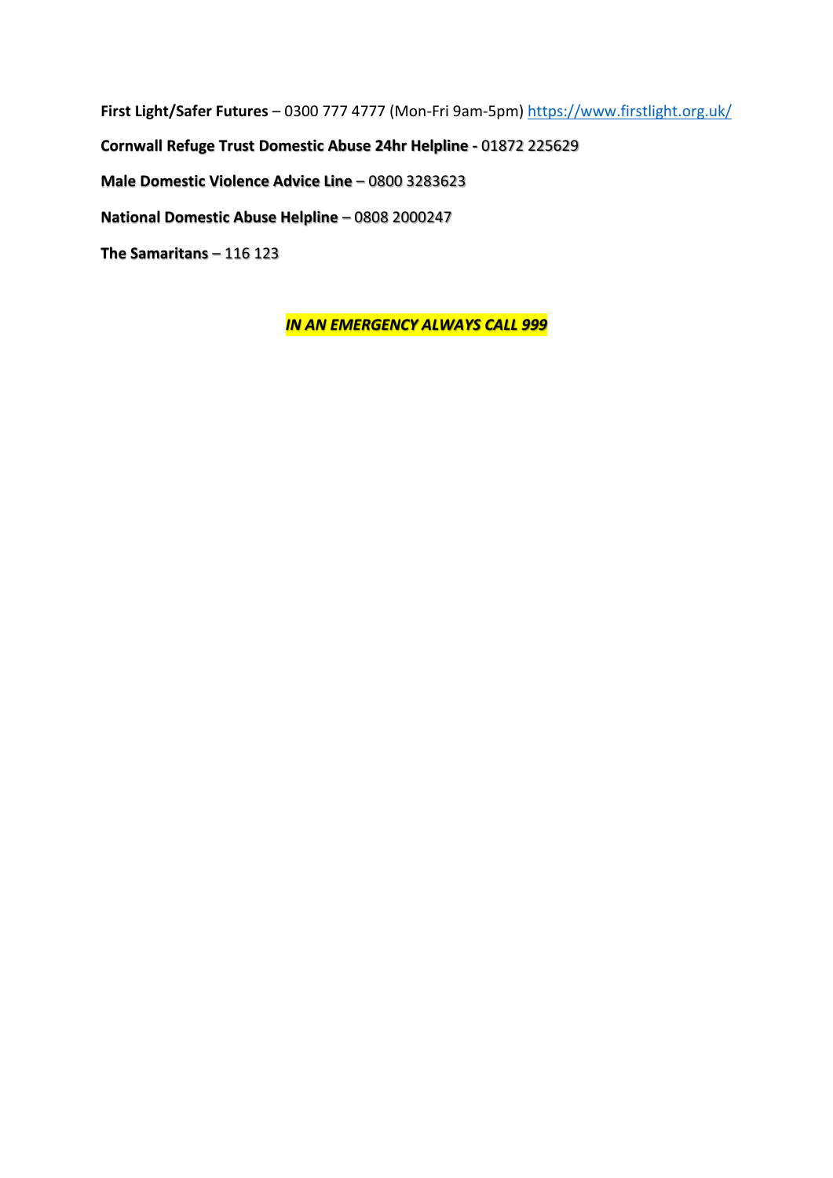**First Light/Safer Futures** – 0300 777 4777 (Mon-Fri 9am-5pm) https://www.firstlight.org.uk/

**Cornwall Refuge Trust Domestic Abuse 24hr Helpline -** 01872 225629

**Male Domestic Violence Advice Line** – 0800 3283623

**National Domestic Abuse Helpline** – 0808 2000247

**The Samaritans** – 116 123

***IN AN EMERGENCY ALWAYS CALL 999***